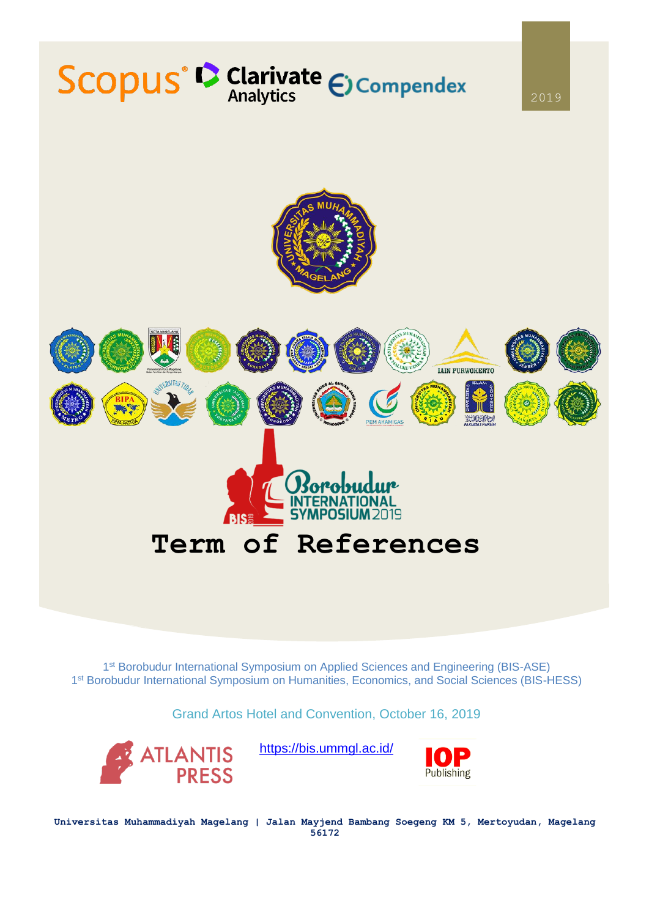2019

# Term of References

1st Borobudur International Symposium on Applied Sciences and Engineering (BIS-ASE)
1st Borobudur International Symposium on Humanities, Economics, and Social Sciences (BIS-HESS)

Grand Artos Hotel and Convention, October 16, 2019

https://bis.ummgl.ac.id/

**Universitas Muhammadiyah Magelang | Jalan Mayjend Bambang Soegeng KM 5, Mertoyudan, Magelang 56172**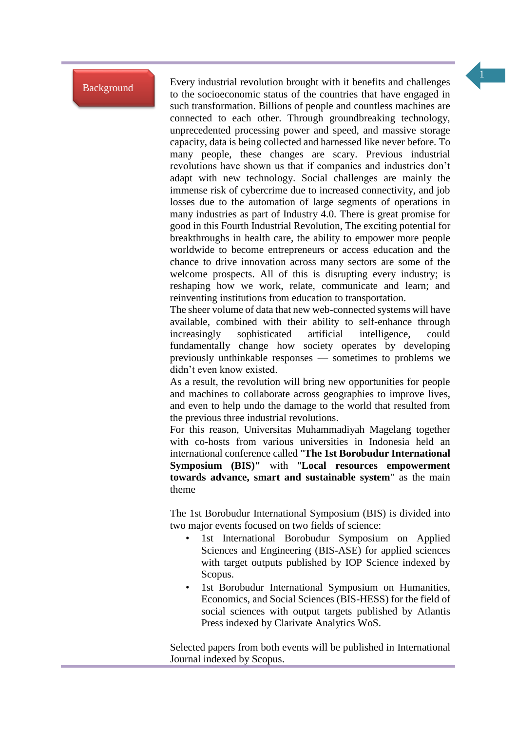## Background

Every industrial revolution brought with it benefits and challenges to the socioeconomic status of the countries that have engaged in such transformation. Billions of people and countless machines are connected to each other. Through groundbreaking technology, unprecedented processing power and speed, and massive storage capacity, data is being collected and harnessed like never before. To many people, these changes are scary. Previous industrial revolutions have shown us that if companies and industries don't adapt with new technology. Social challenges are mainly the immense risk of cybercrime due to increased connectivity, and job losses due to the automation of large segments of operations in many industries as part of Industry 4.0. There is great promise for good in this Fourth Industrial Revolution, The exciting potential for breakthroughs in health care, the ability to empower more people worldwide to become entrepreneurs or access education and the chance to drive innovation across many sectors are some of the welcome prospects. All of this is disrupting every industry; is reshaping how we work, relate, communicate and learn; and reinventing institutions from education to transportation.

The sheer volume of data that new web-connected systems will have available, combined with their ability to self-enhance through increasingly sophisticated artificial intelligence, could fundamentally change how society operates by developing previously unthinkable responses — sometimes to problems we didn't even know existed.

As a result, the revolution will bring new opportunities for people and machines to collaborate across geographies to improve lives, and even to help undo the damage to the world that resulted from the previous three industrial revolutions.

For this reason, Universitas Muhammadiyah Magelang together with co-hosts from various universities in Indonesia held an international conference called "**The 1st Borobudur International Symposium (BIS)**" with "**Local resources empowerment towards advance, smart and sustainable system**" as the main theme

The 1st Borobudur International Symposium (BIS) is divided into two major events focused on two fields of science:

- 1st International Borobudur Symposium on Applied Sciences and Engineering (BIS-ASE) for applied sciences with target outputs published by IOP Science indexed by Scopus.
- 1st Borobudur International Symposium on Humanities, Economics, and Social Sciences (BIS-HESS) for the field of social sciences with output targets published by Atlantis Press indexed by Clarivate Analytics WoS.

Selected papers from both events will be published in International Journal indexed by Scopus.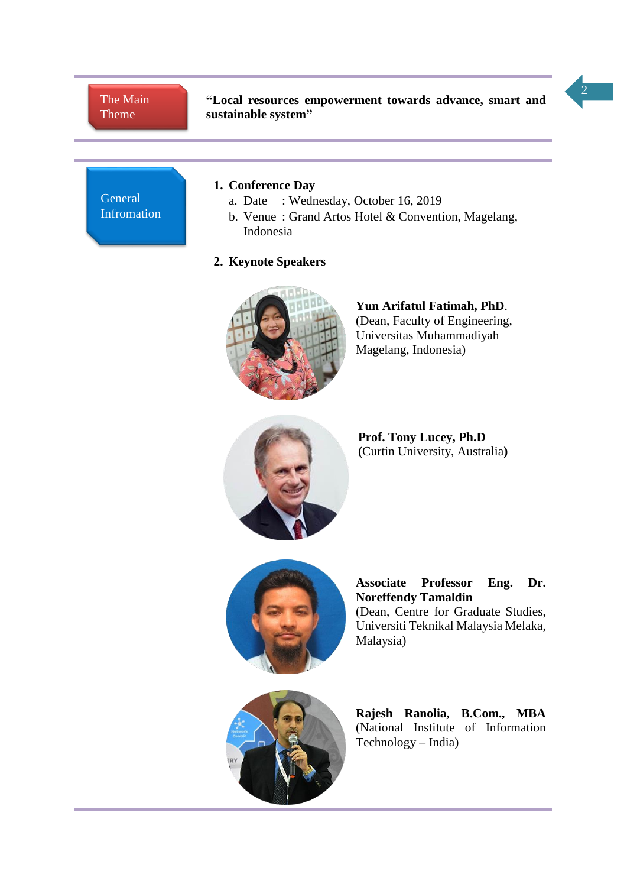**The Main Theme**

**"Local resources empowerment towards advance, smart and sustainable system"**

**General Infromation**

1. **Conference Day**
   a. Date : Wednesday, October 16, 2019
   b. Venue : Grand Artos Hotel & Convention, Magelang, Indonesia

2. **Keynote Speakers**

**Yun Arifatul Fatimah, PhD**.
(Dean, Faculty of Engineering, Universitas Muhammadiyah Magelang, Indonesia)

**Prof. Tony Lucey, Ph.D**
**(**Curtin University, Australia**)**

**Associate Professor Eng. Dr. Noreffendy Tamaldin**
(Dean, Centre for Graduate Studies, Universiti Teknikal Malaysia Melaka, Malaysia)

**Rajesh Ranolia, B.Com., MBA**
(National Institute of Information Technology – India)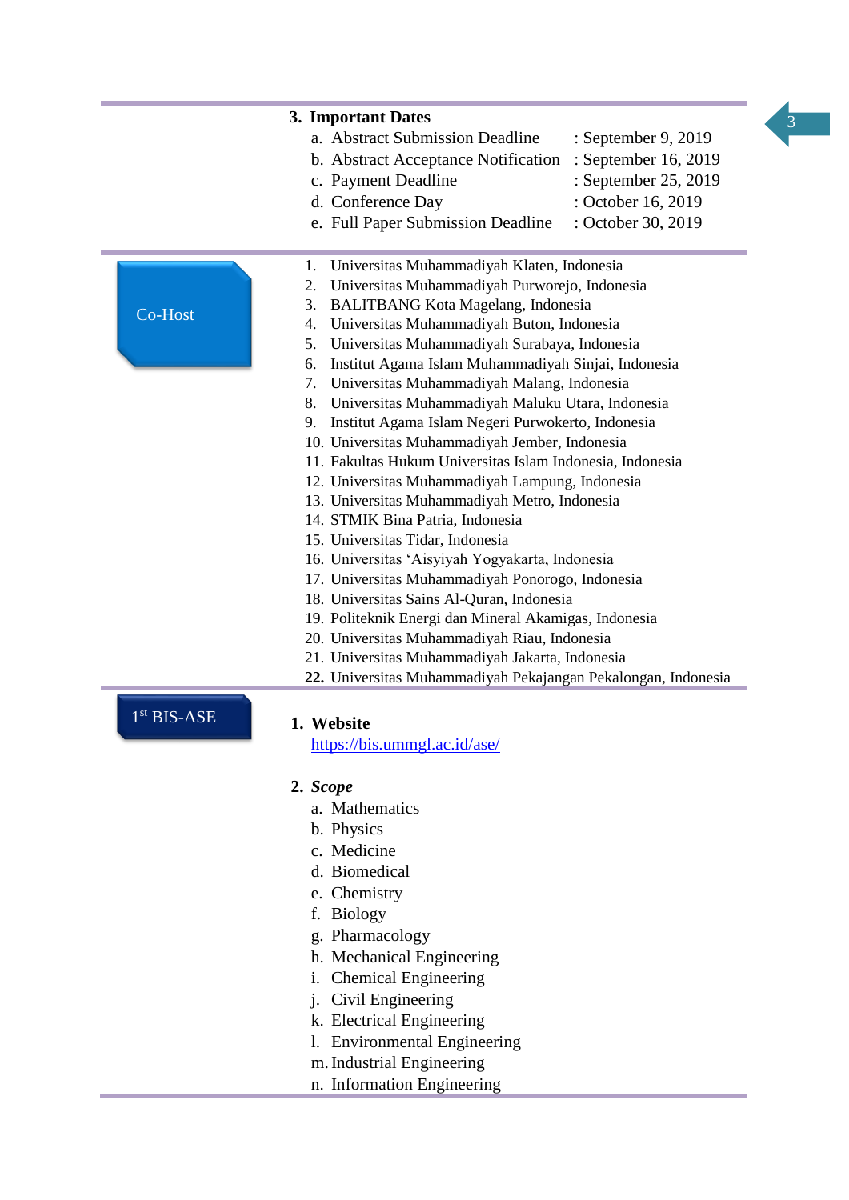### 3. Important Dates

a. Abstract Submission Deadline : September 9, 2019
b. Abstract Acceptance Notification : September 16, 2019
c. Payment Deadline : September 25, 2019
d. Conference Day : October 16, 2019
e. Full Paper Submission Deadline : October 30, 2019

## Co-Host

1. Universitas Muhammadiyah Klaten, Indonesia
2. Universitas Muhammadiyah Purworejo, Indonesia
3. BALITBANG Kota Magelang, Indonesia
4. Universitas Muhammadiyah Buton, Indonesia
5. Universitas Muhammadiyah Surabaya, Indonesia
6. Institut Agama Islam Muhammadiyah Sinjai, Indonesia
7. Universitas Muhammadiyah Malang, Indonesia
8. Universitas Muhammadiyah Maluku Utara, Indonesia
9. Institut Agama Islam Negeri Purwokerto, Indonesia
10. Universitas Muhammadiyah Jember, Indonesia
11. Fakultas Hukum Universitas Islam Indonesia, Indonesia
12. Universitas Muhammadiyah Lampung, Indonesia
13. Universitas Muhammadiyah Metro, Indonesia
14. STMIK Bina Patria, Indonesia
15. Universitas Tidar, Indonesia
16. Universitas 'Aisyiyah Yogyakarta, Indonesia
17. Universitas Muhammadiyah Ponorogo, Indonesia
18. Universitas Sains Al-Quran, Indonesia
19. Politeknik Energi dan Mineral Akamigas, Indonesia
20. Universitas Muhammadiyah Riau, Indonesia
21. Universitas Muhammadiyah Jakarta, Indonesia
22. Universitas Muhammadiyah Pekajangan Pekalongan, Indonesia

## 1st BIS-ASE

### 1. Website

https://bis.ummgl.ac.id/ase/

### 2. *Scope*

a. Mathematics
b. Physics
c. Medicine
d. Biomedical
e. Chemistry
f. Biology
g. Pharmacology
h. Mechanical Engineering
i. Chemical Engineering
j. Civil Engineering
k. Electrical Engineering
l. Environmental Engineering
m. Industrial Engineering
n. Information Engineering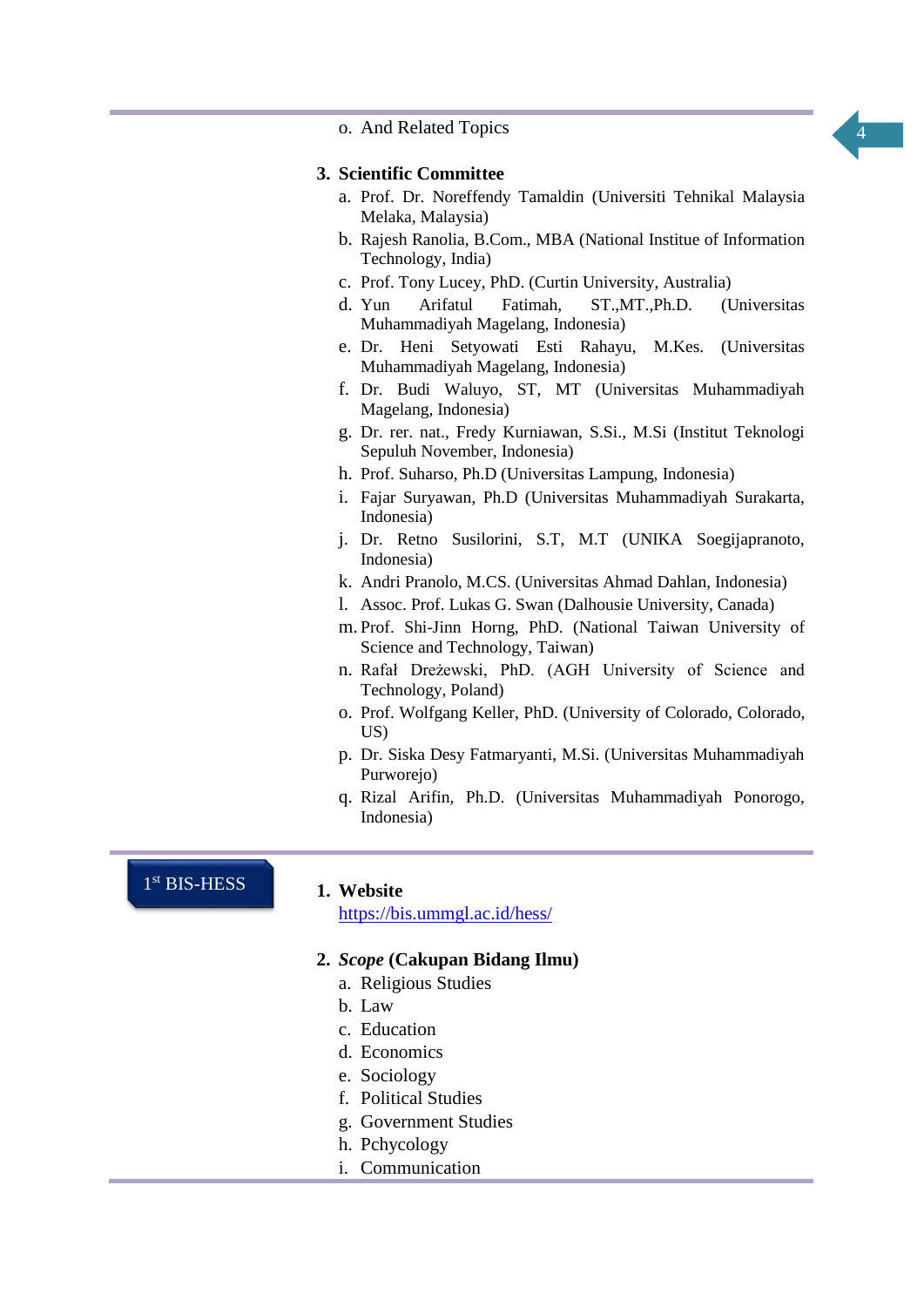o. And Related Topics

**3. Scientific Committee**

a. Prof. Dr. Noreffendy Tamaldin (Universiti Tehnikal Malaysia Melaka, Malaysia)
b. Rajesh Ranolia, B.Com., MBA (National Institue of Information Technology, India)
c. Prof. Tony Lucey, PhD. (Curtin University, Australia)
d. Yun Arifatul Fatimah, ST.,MT.,Ph.D. (Universitas Muhammadiyah Magelang, Indonesia)
e. Dr. Heni Setyowati Esti Rahayu, M.Kes. (Universitas Muhammadiyah Magelang, Indonesia)
f. Dr. Budi Waluyo, ST, MT (Universitas Muhammadiyah Magelang, Indonesia)
g. Dr. rer. nat., Fredy Kurniawan, S.Si., M.Si (Institut Teknologi Sepuluh November, Indonesia)
h. Prof. Suharso, Ph.D (Universitas Lampung, Indonesia)
i. Fajar Suryawan, Ph.D (Universitas Muhammadiyah Surakarta, Indonesia)
j. Dr. Retno Susilorini, S.T, M.T (UNIKA Soegijapranoto, Indonesia)
k. Andri Pranolo, M.CS. (Universitas Ahmad Dahlan, Indonesia)
l. Assoc. Prof. Lukas G. Swan (Dalhousie University, Canada)
m. Prof. Shi-Jinn Horng, PhD. (National Taiwan University of Science and Technology, Taiwan)
n. Rafał Dreżewski, PhD. (AGH University of Science and Technology, Poland)
o. Prof. Wolfgang Keller, PhD. (University of Colorado, Colorado, US)
p. Dr. Siska Desy Fatmaryanti, M.Si. (Universitas Muhammadiyah Purworejo)
q. Rizal Arifin, Ph.D. (Universitas Muhammadiyah Ponorogo, Indonesia)

## 1st BIS-HESS

**1. Website**

https://bis.ummgl.ac.id/hess/

**2. *Scope* (Cakupan Bidang Ilmu)**

a. Religious Studies
b. Law
c. Education
d. Economics
e. Sociology
f. Political Studies
g. Government Studies
h. Pchycology
i. Communication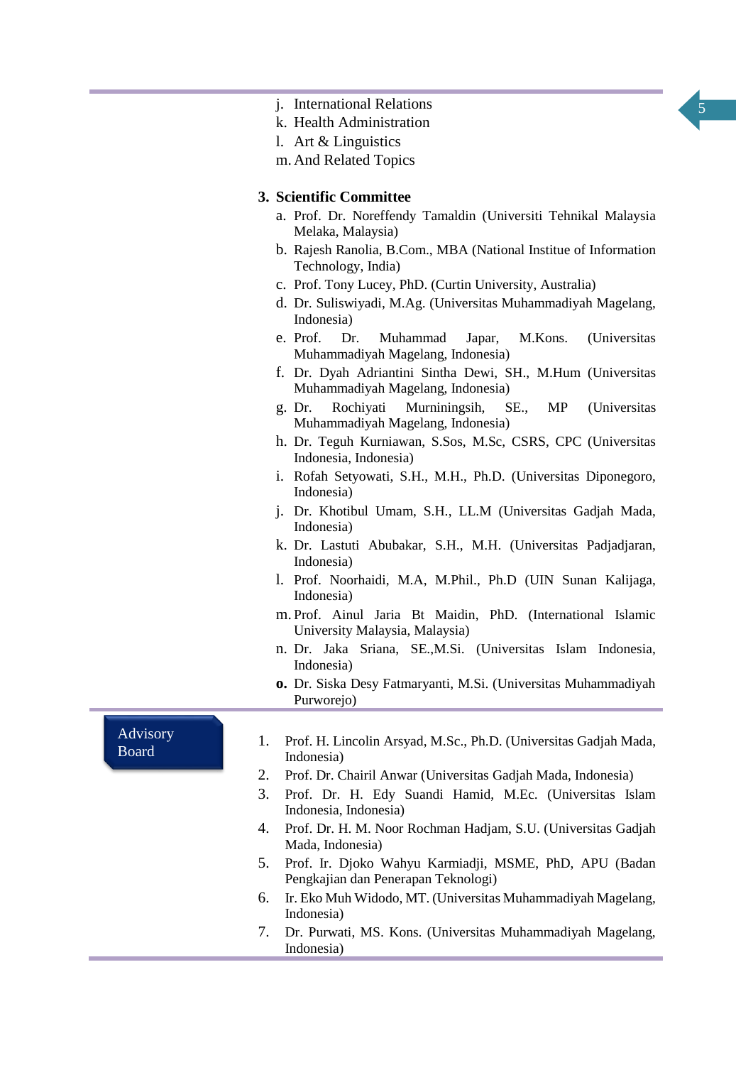j. International Relations
k. Health Administration
l. Art & Linguistics
m. And Related Topics

**3. Scientific Committee**

a. Prof. Dr. Noreffendy Tamaldin (Universiti Tehnikal Malaysia Melaka, Malaysia)
b. Rajesh Ranolia, B.Com., MBA (National Institue of Information Technology, India)
c. Prof. Tony Lucey, PhD. (Curtin University, Australia)
d. Dr. Suliswiyadi, M.Ag. (Universitas Muhammadiyah Magelang, Indonesia)
e. Prof. Dr. Muhammad Japar, M.Kons. (Universitas Muhammadiyah Magelang, Indonesia)
f. Dr. Dyah Adriantini Sintha Dewi, SH., M.Hum (Universitas Muhammadiyah Magelang, Indonesia)
g. Dr. Rochiyati Murniningsih, SE., MP (Universitas Muhammadiyah Magelang, Indonesia)
h. Dr. Teguh Kurniawan, S.Sos, M.Sc, CSRS, CPC (Universitas Indonesia, Indonesia)
i. Rofah Setyowati, S.H., M.H., Ph.D. (Universitas Diponegoro, Indonesia)
j. Dr. Khotibul Umam, S.H., LL.M (Universitas Gadjah Mada, Indonesia)
k. Dr. Lastuti Abubakar, S.H., M.H. (Universitas Padjadjaran, Indonesia)
l. Prof. Noorhaidi, M.A, M.Phil., Ph.D (UIN Sunan Kalijaga, Indonesia)
m. Prof. Ainul Jaria Bt Maidin, PhD. (International Islamic University Malaysia, Malaysia)
n. Dr. Jaka Sriana, SE.,M.Si. (Universitas Islam Indonesia, Indonesia)
**o.** Dr. Siska Desy Fatmaryanti, M.Si. (Universitas Muhammadiyah Purworejo)

## Advisory Board

1. Prof. H. Lincolin Arsyad, M.Sc., Ph.D. (Universitas Gadjah Mada, Indonesia)
2. Prof. Dr. Chairil Anwar (Universitas Gadjah Mada, Indonesia)
3. Prof. Dr. H. Edy Suandi Hamid, M.Ec. (Universitas Islam Indonesia, Indonesia)
4. Prof. Dr. H. M. Noor Rochman Hadjam, S.U. (Universitas Gadjah Mada, Indonesia)
5. Prof. Ir. Djoko Wahyu Karmiadji, MSME, PhD, APU (Badan Pengkajian dan Penerapan Teknologi)
6. Ir. Eko Muh Widodo, MT. (Universitas Muhammadiyah Magelang, Indonesia)
7. Dr. Purwati, MS. Kons. (Universitas Muhammadiyah Magelang, Indonesia)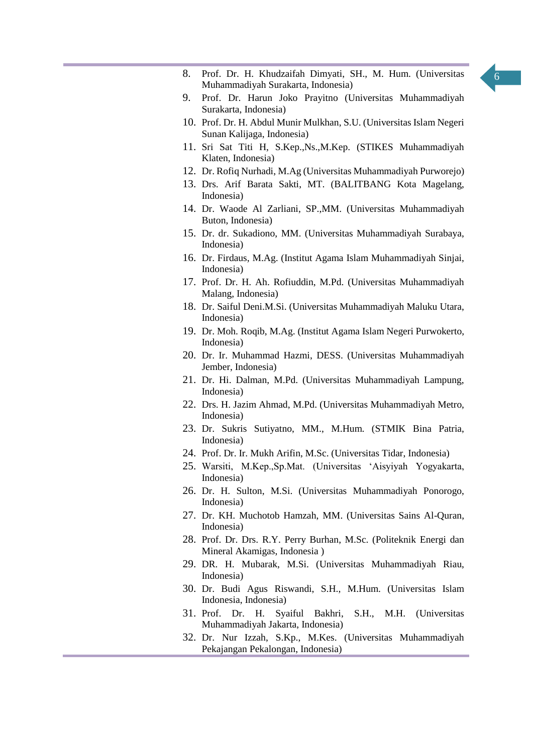8. Prof. Dr. H. Khudzaifah Dimyati, SH., M. Hum. (Universitas Muhammadiyah Surakarta, Indonesia)
9. Prof. Dr. Harun Joko Prayitno (Universitas Muhammadiyah Surakarta, Indonesia)
10. Prof. Dr. H. Abdul Munir Mulkhan, S.U. (Universitas Islam Negeri Sunan Kalijaga, Indonesia)
11. Sri Sat Titi H, S.Kep.,Ns.,M.Kep. (STIKES Muhammadiyah Klaten, Indonesia)
12. Dr. Rofiq Nurhadi, M.Ag (Universitas Muhammadiyah Purworejo)
13. Drs. Arif Barata Sakti, MT. (BALITBANG Kota Magelang, Indonesia)
14. Dr. Waode Al Zarliani, SP.,MM. (Universitas Muhammadiyah Buton, Indonesia)
15. Dr. dr. Sukadiono, MM. (Universitas Muhammadiyah Surabaya, Indonesia)
16. Dr. Firdaus, M.Ag. (Institut Agama Islam Muhammadiyah Sinjai, Indonesia)
17. Prof. Dr. H. Ah. Rofiuddin, M.Pd. (Universitas Muhammadiyah Malang, Indonesia)
18. Dr. Saiful Deni.M.Si. (Universitas Muhammadiyah Maluku Utara, Indonesia)
19. Dr. Moh. Roqib, M.Ag. (Institut Agama Islam Negeri Purwokerto, Indonesia)
20. Dr. Ir. Muhammad Hazmi, DESS. (Universitas Muhammadiyah Jember, Indonesia)
21. Dr. Hi. Dalman, M.Pd. (Universitas Muhammadiyah Lampung, Indonesia)
22. Drs. H. Jazim Ahmad, M.Pd. (Universitas Muhammadiyah Metro, Indonesia)
23. Dr. Sukris Sutiyatno, MM., M.Hum. (STMIK Bina Patria, Indonesia)
24. Prof. Dr. Ir. Mukh Arifin, M.Sc. (Universitas Tidar, Indonesia)
25. Warsiti, M.Kep.,Sp.Mat. (Universitas 'Aisyiyah Yogyakarta, Indonesia)
26. Dr. H. Sulton, M.Si. (Universitas Muhammadiyah Ponorogo, Indonesia)
27. Dr. KH. Muchotob Hamzah, MM. (Universitas Sains Al-Quran, Indonesia)
28. Prof. Dr. Drs. R.Y. Perry Burhan, M.Sc. (Politeknik Energi dan Mineral Akamigas, Indonesia )
29. DR. H. Mubarak, M.Si. (Universitas Muhammadiyah Riau, Indonesia)
30. Dr. Budi Agus Riswandi, S.H., M.Hum. (Universitas Islam Indonesia, Indonesia)
31. Prof. Dr. H. Syaiful Bakhri, S.H., M.H. (Universitas Muhammadiyah Jakarta, Indonesia)
32. Dr. Nur Izzah, S.Kp., M.Kes. (Universitas Muhammadiyah Pekajangan Pekalongan, Indonesia)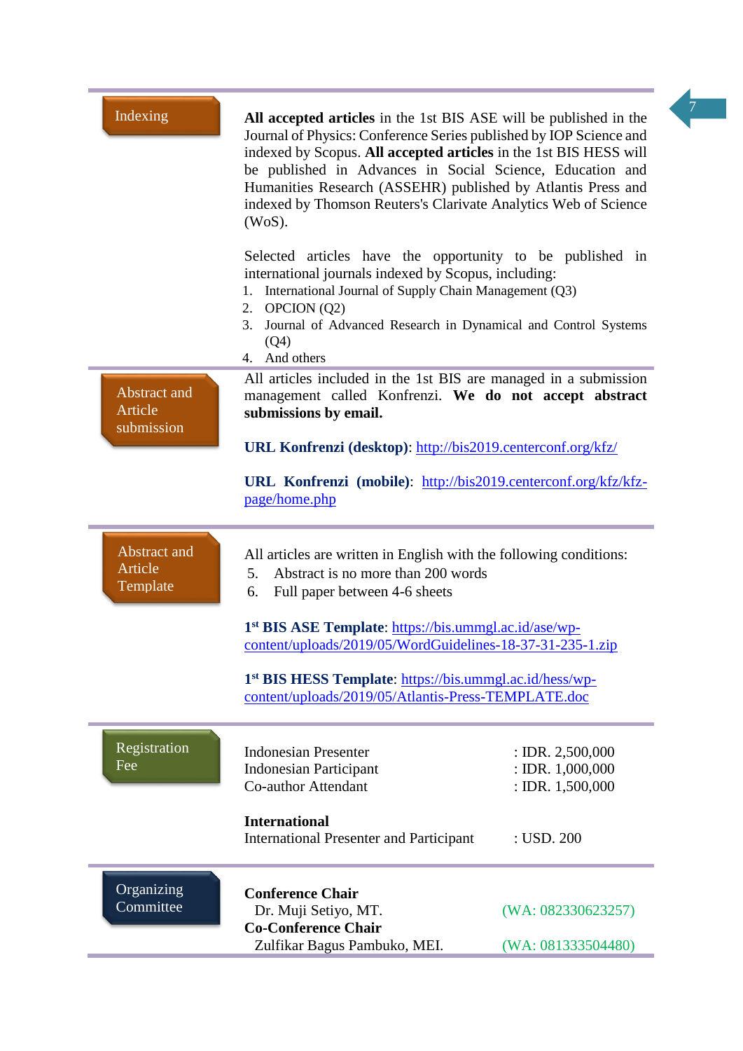## Indexing

**All accepted articles** in the 1st BIS ASE will be published in the Journal of Physics: Conference Series published by IOP Science and indexed by Scopus. **All accepted articles** in the 1st BIS HESS will be published in Advances in Social Science, Education and Humanities Research (ASSEHR) published by Atlantis Press and indexed by Thomson Reuters's Clarivate Analytics Web of Science (WoS).

Selected articles have the opportunity to be published in international journals indexed by Scopus, including:

1. International Journal of Supply Chain Management (Q3)
2. OPCION (Q2)
3. Journal of Advanced Research in Dynamical and Control Systems (Q4)
4. And others

## Abstract and Article submission

All articles included in the 1st BIS are managed in a submission management called Konfrenzi. **We do not accept abstract submissions by email.**

**URL Konfrenzi (desktop)**: http://bis2019.centerconf.org/kfz/

**URL Konfrenzi (mobile)**: http://bis2019.centerconf.org/kfz/kfz-page/home.php

## Abstract and Article Template

All articles are written in English with the following conditions:

5. Abstract is no more than 200 words
6. Full paper between 4-6 sheets

**1st BIS ASE Template**: https://bis.ummgl.ac.id/ase/wp-content/uploads/2019/05/WordGuidelines-18-37-31-235-1.zip

**1st BIS HESS Template**: https://bis.ummgl.ac.id/hess/wp-content/uploads/2019/05/Atlantis-Press-TEMPLATE.doc

## Registration Fee

| | |
|---|---|
| Indonesian Presenter | : IDR. 2,500,000 |
| Indonesian Participant | : IDR. 1,000,000 |
| Co-author Attendant | : IDR. 1,500,000 |

**International**

| | |
|---|---|
| International Presenter and Participant | : USD. 200 |

## Organizing Committee

**Conference Chair**

Dr. Muji Setiyo, MT. (WA: 082330623257)

**Co-Conference Chair**

Zulfikar Bagus Pambuko, MEI. (WA: 081333504480)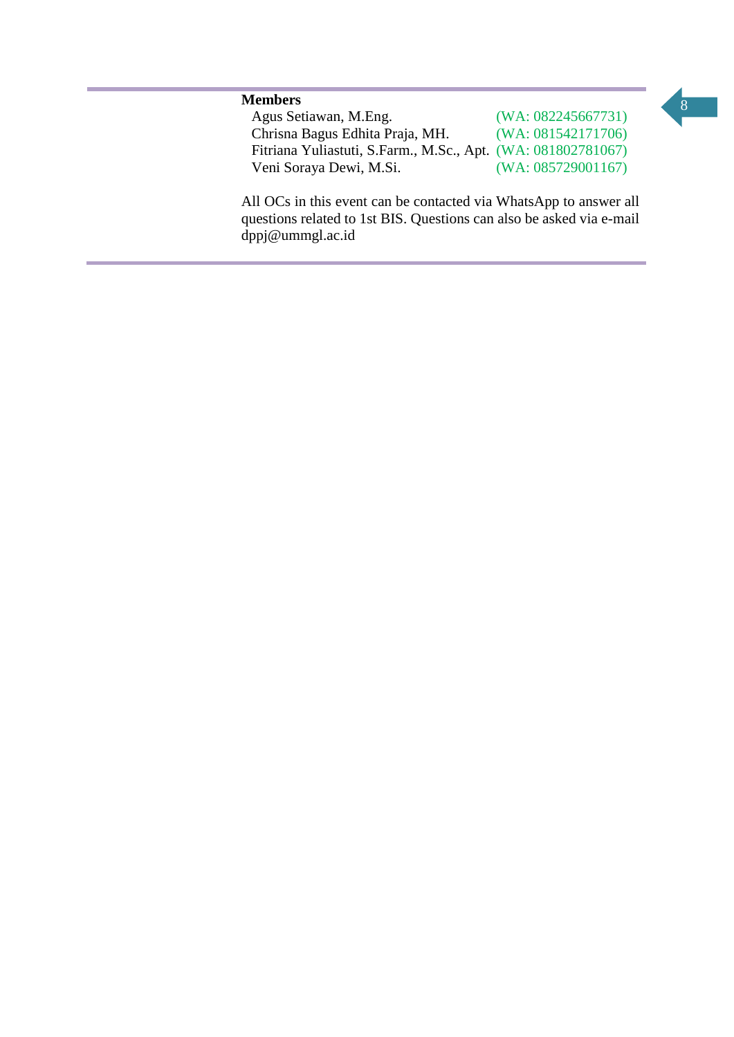**Members**

| | |
|---|---|
| Agus Setiawan, M.Eng. | (WA: 082245667731) |
| Chrisna Bagus Edhita Praja, MH. | (WA: 081542171706) |
| Fitriana Yuliastuti, S.Farm., M.Sc., Apt. | (WA: 081802781067) |
| Veni Soraya Dewi, M.Si. | (WA: 085729001167) |

All OCs in this event can be contacted via WhatsApp to answer all questions related to 1st BIS. Questions can also be asked via e-mail dppj@ummgl.ac.id